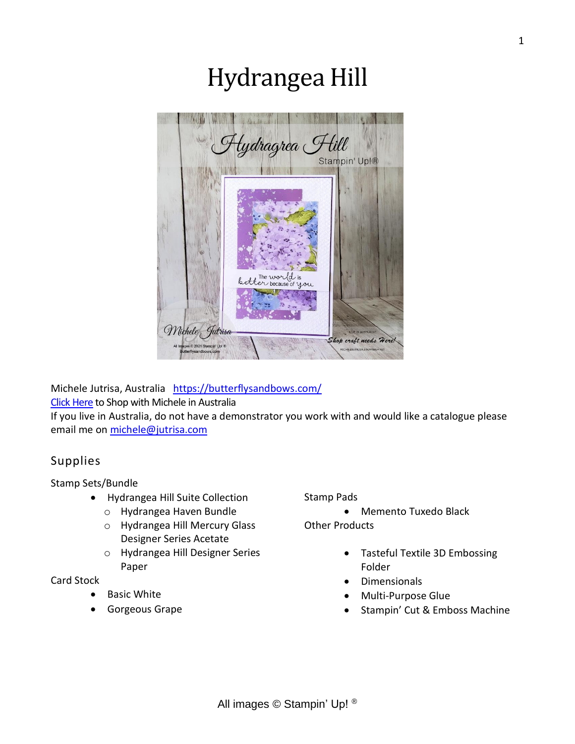# Hydrangea Hill

Michele Jutrisa, Australia  https://butterflysandbows.com/
Click Here to Shop with Michele in Australia
If you live in Australia, do not have a demonstrator you work with and would like a catalogue please email me on michele@jutrisa.com

## Supplies

Stamp Sets/Bundle

- Hydrangea Hill Suite Collection
  - Hydrangea Haven Bundle
  - Hydrangea Hill Mercury Glass Designer Series Acetate
  - Hydrangea Hill Designer Series Paper

Card Stock

- Basic White
- Gorgeous Grape

Stamp Pads

- Memento Tuxedo Black

Other Products

- Tasteful Textile 3D Embossing Folder
- Dimensionals
- Multi-Purpose Glue
- Stampin' Cut & Emboss Machine

All images © Stampin' Up! ®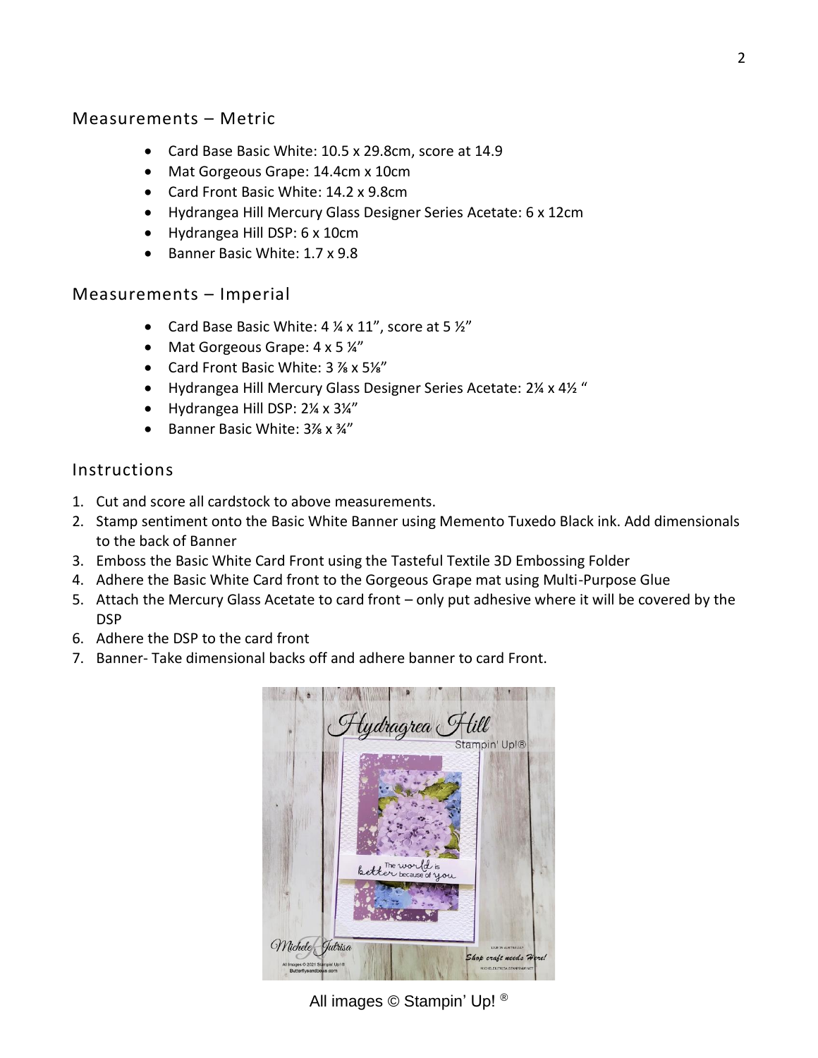## Measurements – Metric

- Card Base Basic White: 10.5 x 29.8cm, score at 14.9
- Mat Gorgeous Grape: 14.4cm x 10cm
- Card Front Basic White: 14.2 x 9.8cm
- Hydrangea Hill Mercury Glass Designer Series Acetate: 6 x 12cm
- Hydrangea Hill DSP: 6 x 10cm
- Banner Basic White: 1.7 x 9.8

## Measurements – Imperial

- Card Base Basic White: 4 ¼ x 11", score at 5 ½"
- Mat Gorgeous Grape: 4 x 5 ¼"
- Card Front Basic White: 3 ⅞ x 5⅛"
- Hydrangea Hill Mercury Glass Designer Series Acetate: 2¼ x 4½ "
- Hydrangea Hill DSP: 2¼ x 3¼"
- Banner Basic White: 3⅞ x ¾"

## Instructions

1. Cut and score all cardstock to above measurements.
2. Stamp sentiment onto the Basic White Banner using Memento Tuxedo Black ink. Add dimensionals to the back of Banner
3. Emboss the Basic White Card Front using the Tasteful Textile 3D Embossing Folder
4. Adhere the Basic White Card front to the Gorgeous Grape mat using Multi-Purpose Glue
5. Attach the Mercury Glass Acetate to card front – only put adhesive where it will be covered by the DSP
6. Adhere the DSP to the card front
7. Banner- Take dimensional backs off and adhere banner to card Front.

All images © Stampin' Up! ®